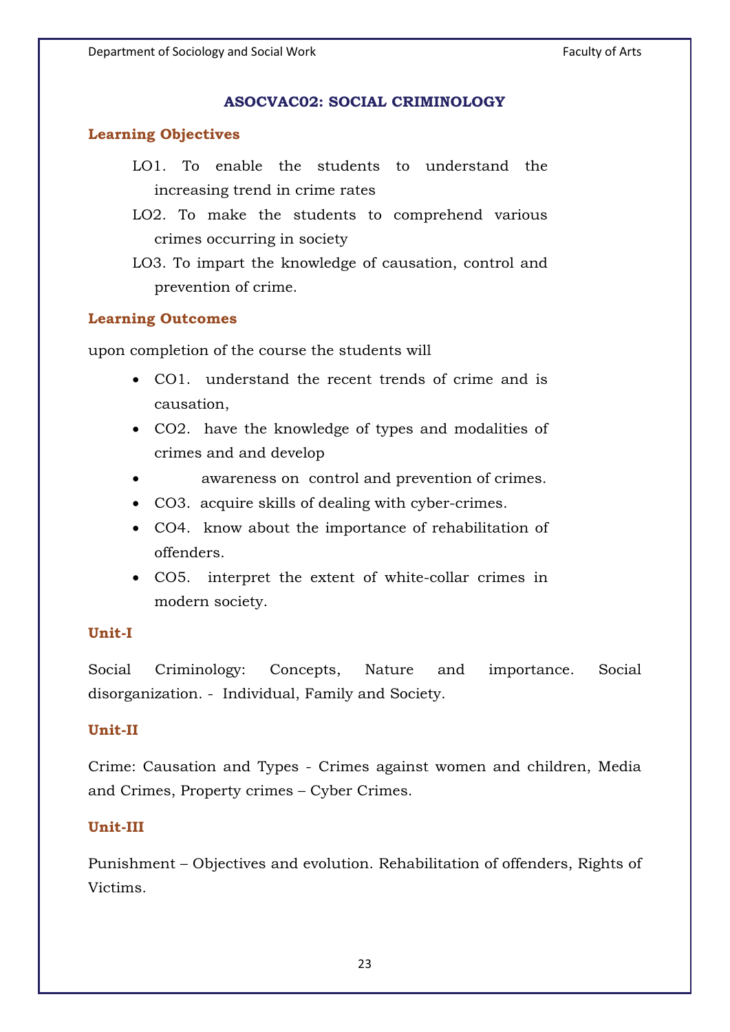## ASOCVAC02: SOCIAL CRIMINOLOGY

### Learning Objectives

LO1. To enable the students to understand the increasing trend in crime rates

LO2. To make the students to comprehend various crimes occurring in society

LO3. To impart the knowledge of causation, control and prevention of crime.

### Learning Outcomes

upon completion of the course the students will

- CO1. understand the recent trends of crime and is causation,
- CO2. have the knowledge of types and modalities of crimes and and develop
- awareness on control and prevention of crimes.
- CO3. acquire skills of dealing with cyber-crimes.
- CO4. know about the importance of rehabilitation of offenders.
- CO5. interpret the extent of white-collar crimes in modern society.

### Unit-I

Social Criminology: Concepts, Nature and importance. Social disorganization. - Individual, Family and Society.

### Unit-II

Crime: Causation and Types - Crimes against women and children, Media and Crimes, Property crimes – Cyber Crimes.

### Unit-III

Punishment – Objectives and evolution. Rehabilitation of offenders, Rights of Victims.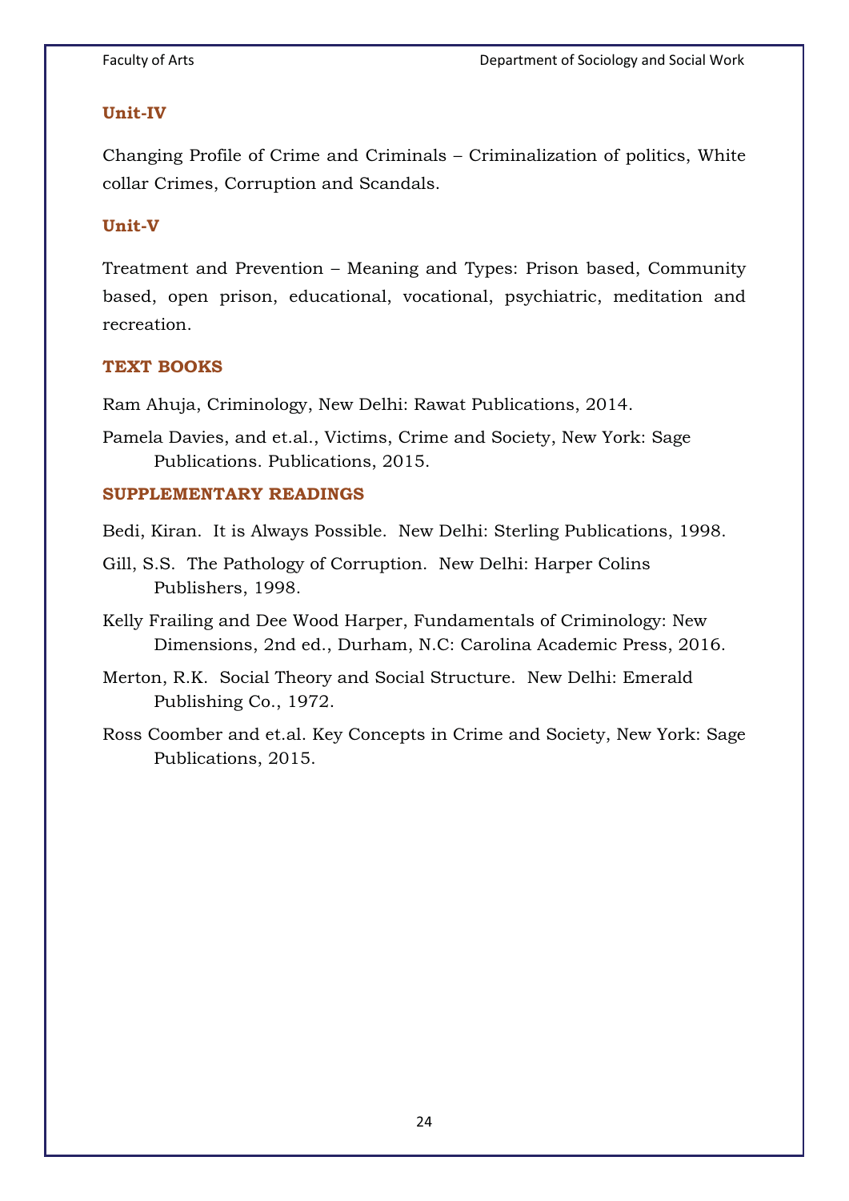## Unit-IV

Changing Profile of Crime and Criminals – Criminalization of politics, White collar Crimes, Corruption and Scandals.

## Unit-V

Treatment and Prevention – Meaning and Types: Prison based, Community based, open prison, educational, vocational, psychiatric, meditation and recreation.

## TEXT BOOKS

Ram Ahuja, Criminology, New Delhi: Rawat Publications, 2014.

Pamela Davies, and et.al., Victims, Crime and Society, New York: Sage Publications. Publications, 2015.

## SUPPLEMENTARY READINGS

Bedi, Kiran. It is Always Possible. New Delhi: Sterling Publications, 1998.

Gill, S.S. The Pathology of Corruption. New Delhi: Harper Colins Publishers, 1998.

Kelly Frailing and Dee Wood Harper, Fundamentals of Criminology: New Dimensions, 2nd ed., Durham, N.C: Carolina Academic Press, 2016.

Merton, R.K. Social Theory and Social Structure. New Delhi: Emerald Publishing Co., 1972.

Ross Coomber and et.al. Key Concepts in Crime and Society, New York: Sage Publications, 2015.